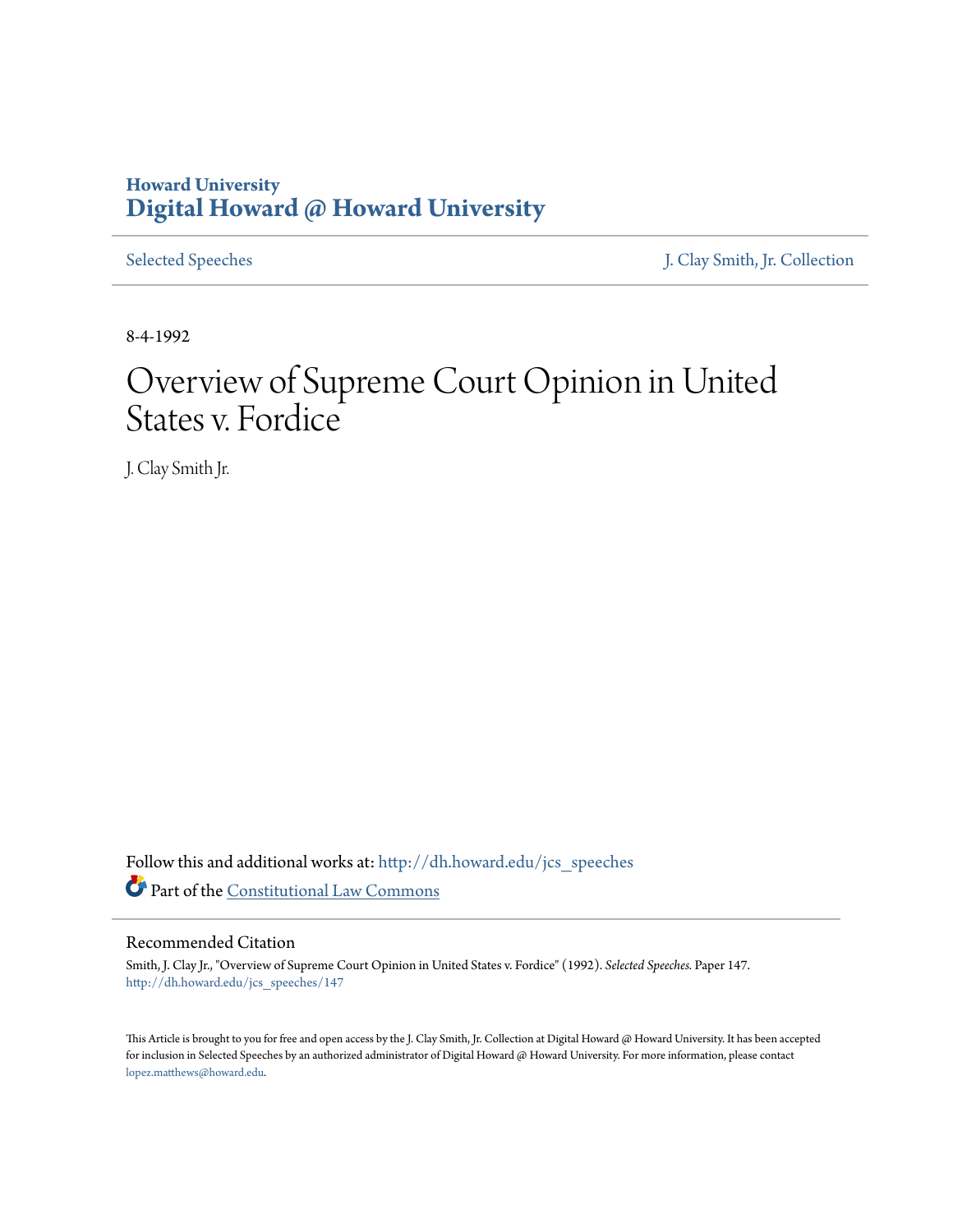**Howard University**
**Digital Howard @ Howard University**

Selected Speeches | J. Clay Smith, Jr. Collection

8-4-1992

# Overview of Supreme Court Opinion in United States v. Fordice

J. Clay Smith Jr.

Follow this and additional works at: http://dh.howard.edu/jcs_speeches

Part of the Constitutional Law Commons

## Recommended Citation

Smith, J. Clay Jr., "Overview of Supreme Court Opinion in United States v. Fordice" (1992). *Selected Speeches*. Paper 147.
http://dh.howard.edu/jcs_speeches/147

This Article is brought to you for free and open access by the J. Clay Smith, Jr. Collection at Digital Howard @ Howard University. It has been accepted for inclusion in Selected Speeches by an authorized administrator of Digital Howard @ Howard University. For more information, please contact lopez.matthews@howard.edu.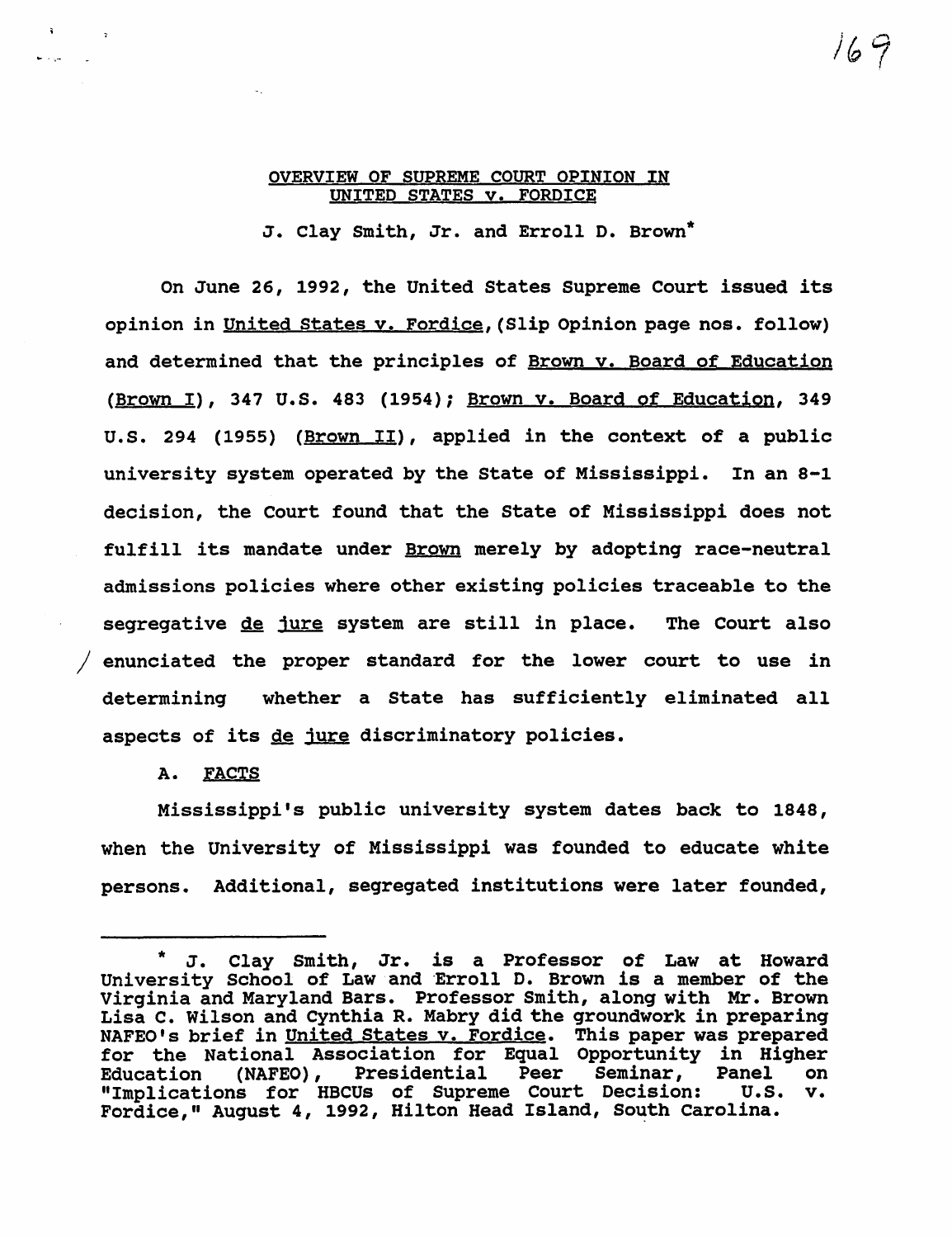# OVERVIEW OF SUPREME COURT OPINION IN UNITED STATES v. FORDICE

J. Clay Smith, Jr. and Erroll D. Brown*

On June 26, 1992, the United States Supreme Court issued its opinion in United States v. Fordice, (Slip Opinion page nos. follow) and determined that the principles of Brown v. Board of Education (Brown I), 347 U.S. 483 (1954); Brown v. Board of Education, 349 U.S. 294 (1955) (Brown II), applied in the context of a public university system operated by the State of Mississippi. In an 8-1 decision, the Court found that the State of Mississippi does not fulfill its mandate under Brown merely by adopting race-neutral admissions policies where other existing policies traceable to the segregative *de jure* system are still in place. The Court also enunciated the proper standard for the lower court to use in determining whether a State has sufficiently eliminated all aspects of its *de jure* discriminatory policies.

## A. FACTS

Mississippi's public university system dates back to 1848, when the University of Mississippi was founded to educate white persons. Additional, segregated institutions were later founded,

---

\* J. Clay Smith, Jr. is a Professor of Law at Howard University School of Law and Erroll D. Brown is a member of the Virginia and Maryland Bars. Professor Smith, along with Mr. Brown Lisa C. Wilson and Cynthia R. Mabry did the groundwork in preparing NAFEO's brief in United States v. Fordice. This paper was prepared for the National Association for Equal Opportunity in Higher Education (NAFEO), Presidential Peer Seminar, Panel on "Implications for HBCUs of Supreme Court Decision: U.S. v. Fordice," August 4, 1992, Hilton Head Island, South Carolina.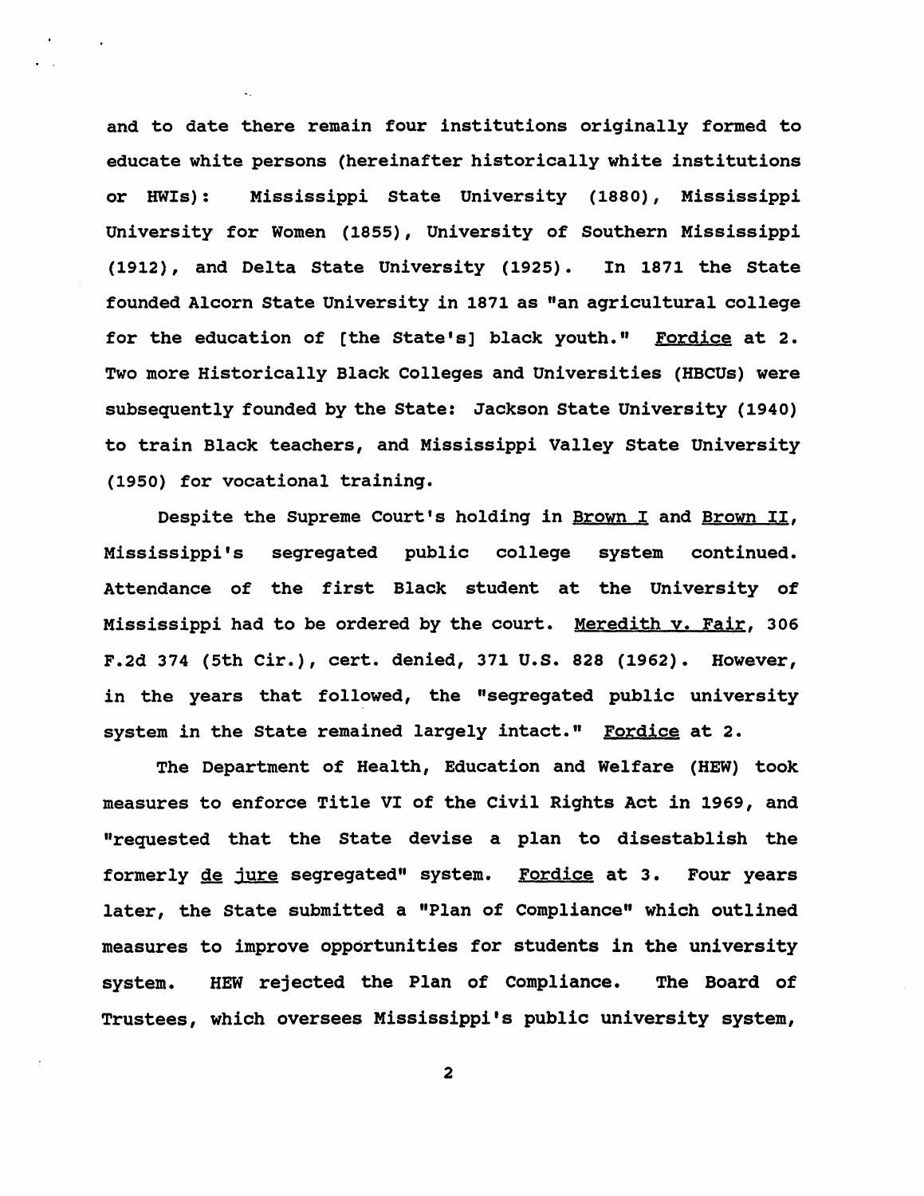and to date there remain four institutions originally formed to educate white persons (hereinafter historically white institutions or HWIs): Mississippi State University (1880), Mississippi University for Women (1855), University of Southern Mississippi (1912), and Delta State University (1925). In 1871 the State founded Alcorn State University in 1871 as "an agricultural college for the education of [the State's] black youth." Fordice at 2. Two more Historically Black Colleges and Universities (HBCUs) were subsequently founded by the State: Jackson State University (1940) to train Black teachers, and Mississippi Valley State University (1950) for vocational training.

Despite the Supreme Court's holding in Brown I and Brown II, Mississippi's segregated public college system continued. Attendance of the first Black student at the University of Mississippi had to be ordered by the court. Meredith v. Fair, 306 F.2d 374 (5th Cir.), cert. denied, 371 U.S. 828 (1962). However, in the years that followed, the "segregated public university system in the State remained largely intact." Fordice at 2.

The Department of Health, Education and Welfare (HEW) took measures to enforce Title VI of the Civil Rights Act in 1969, and "requested that the State devise a plan to disestablish the formerly de jure segregated" system. Fordice at 3. Four years later, the State submitted a "Plan of Compliance" which outlined measures to improve opportunities for students in the university system. HEW rejected the Plan of Compliance. The Board of Trustees, which oversees Mississippi's public university system,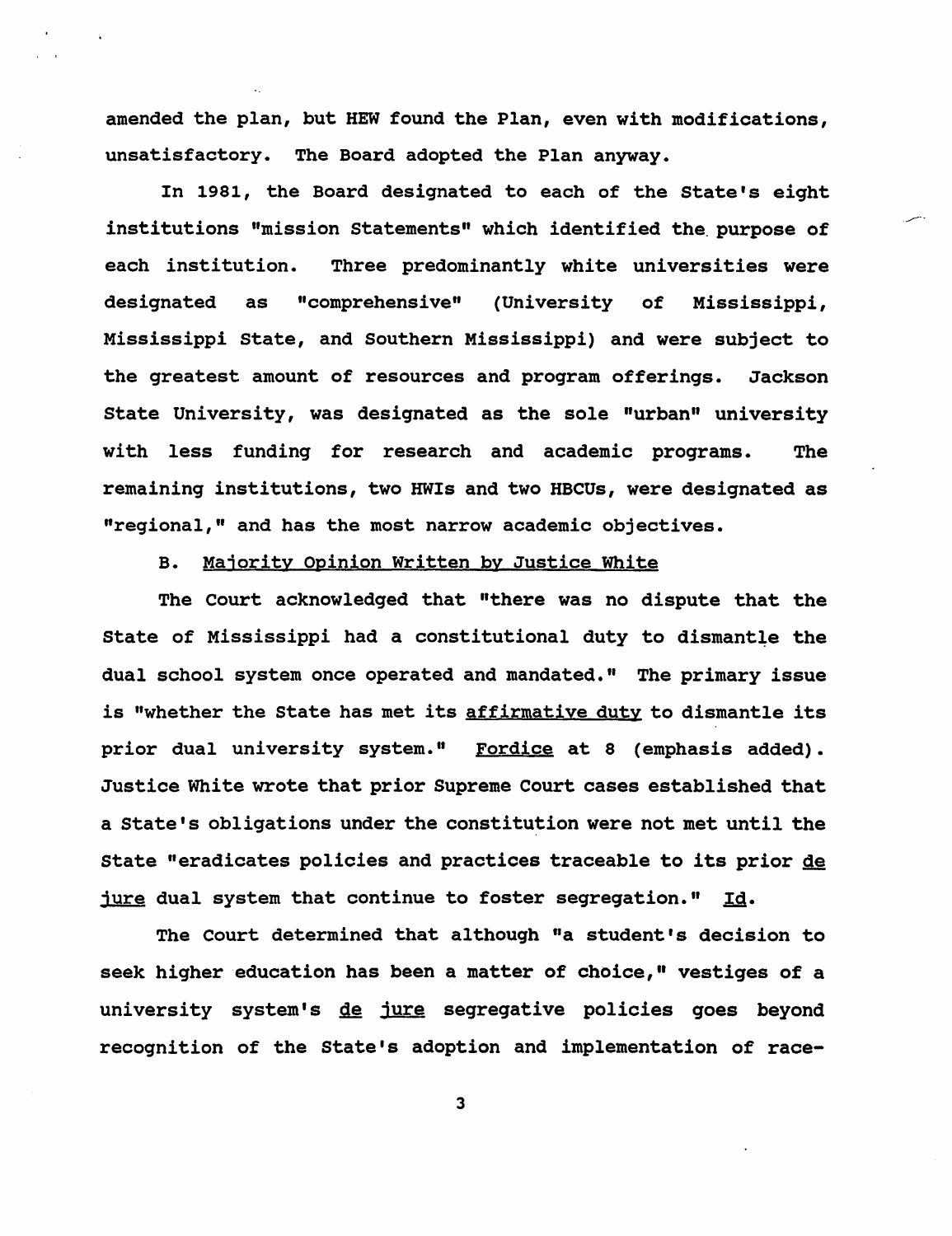amended the plan, but HEW found the Plan, even with modifications, unsatisfactory. The Board adopted the Plan anyway.

In 1981, the Board designated to each of the State's eight institutions "mission Statements" which identified the purpose of each institution. Three predominantly white universities were designated as "comprehensive" (University of Mississippi, Mississippi State, and Southern Mississippi) and were subject to the greatest amount of resources and program offerings. Jackson State University, was designated as the sole "urban" university with less funding for research and academic programs. The remaining institutions, two HWIs and two HBCUs, were designated as "regional," and has the most narrow academic objectives.

B. <u>Majority Opinion Written by Justice White</u>

The Court acknowledged that "there was no dispute that the State of Mississippi had a constitutional duty to dismantle the dual school system once operated and mandated." The primary issue is "whether the State has met its <u>affirmative duty</u> to dismantle its prior dual university system." <u>Fordice</u> at 8 (emphasis added). Justice White wrote that prior Supreme Court cases established that a State's obligations under the constitution were not met until the State "eradicates policies and practices traceable to its prior <u>de jure</u> dual system that continue to foster segregation." <u>Id</u>.

The Court determined that although "a student's decision to seek higher education has been a matter of choice," vestiges of a university system's <u>de jure</u> segregative policies goes beyond recognition of the State's adoption and implementation of race-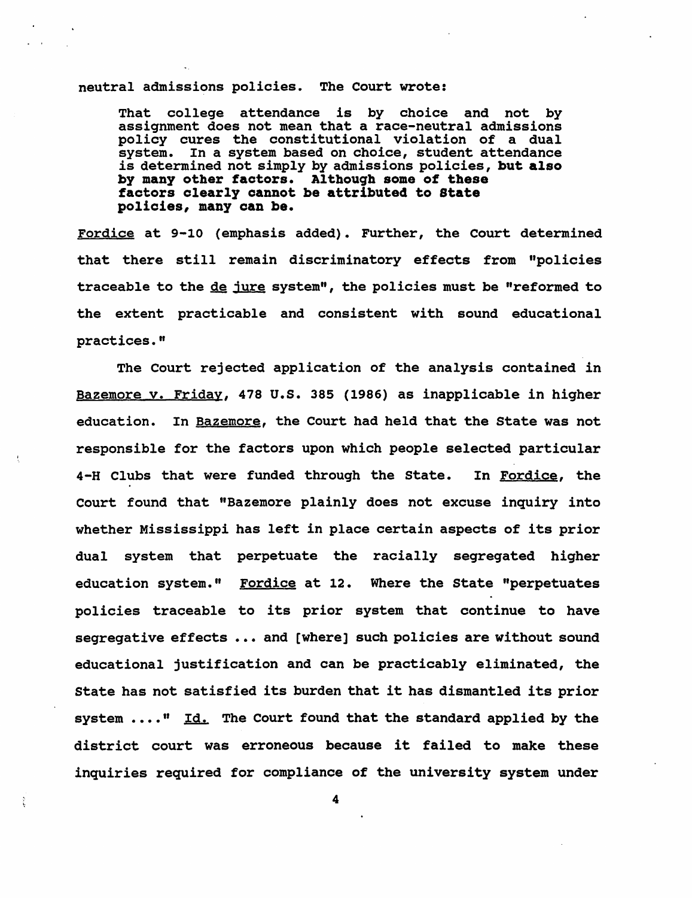neutral admissions policies. The Court wrote:

> That college attendance is by choice and not by assignment does not mean that a race-neutral admissions policy cures the constitutional violation of a dual system. In a system based on choice, student attendance is determined not simply by admissions policies, **but also by many other factors. Although some of these factors clearly cannot be attributed to State policies, many can be.**

Fordice at 9-10 (emphasis added). Further, the Court determined that there still remain discriminatory effects from "policies traceable to the de jure system", the policies must be "reformed to the extent practicable and consistent with sound educational practices."

The Court rejected application of the analysis contained in Bazemore v. Friday, 478 U.S. 385 (1986) as inapplicable in higher education. In Bazemore, the Court had held that the State was not responsible for the factors upon which people selected particular 4-H Clubs that were funded through the State. In Fordice, the Court found that "Bazemore plainly does not excuse inquiry into whether Mississippi has left in place certain aspects of its prior dual system that perpetuate the racially segregated higher education system." Fordice at 12. Where the State "perpetuates policies traceable to its prior system that continue to have segregative effects ... and [where] such policies are without sound educational justification and can be practicably eliminated, the State has not satisfied its burden that it has dismantled its prior system ...." Id. The Court found that the standard applied by the district court was erroneous because it failed to make these inquiries required for compliance of the university system under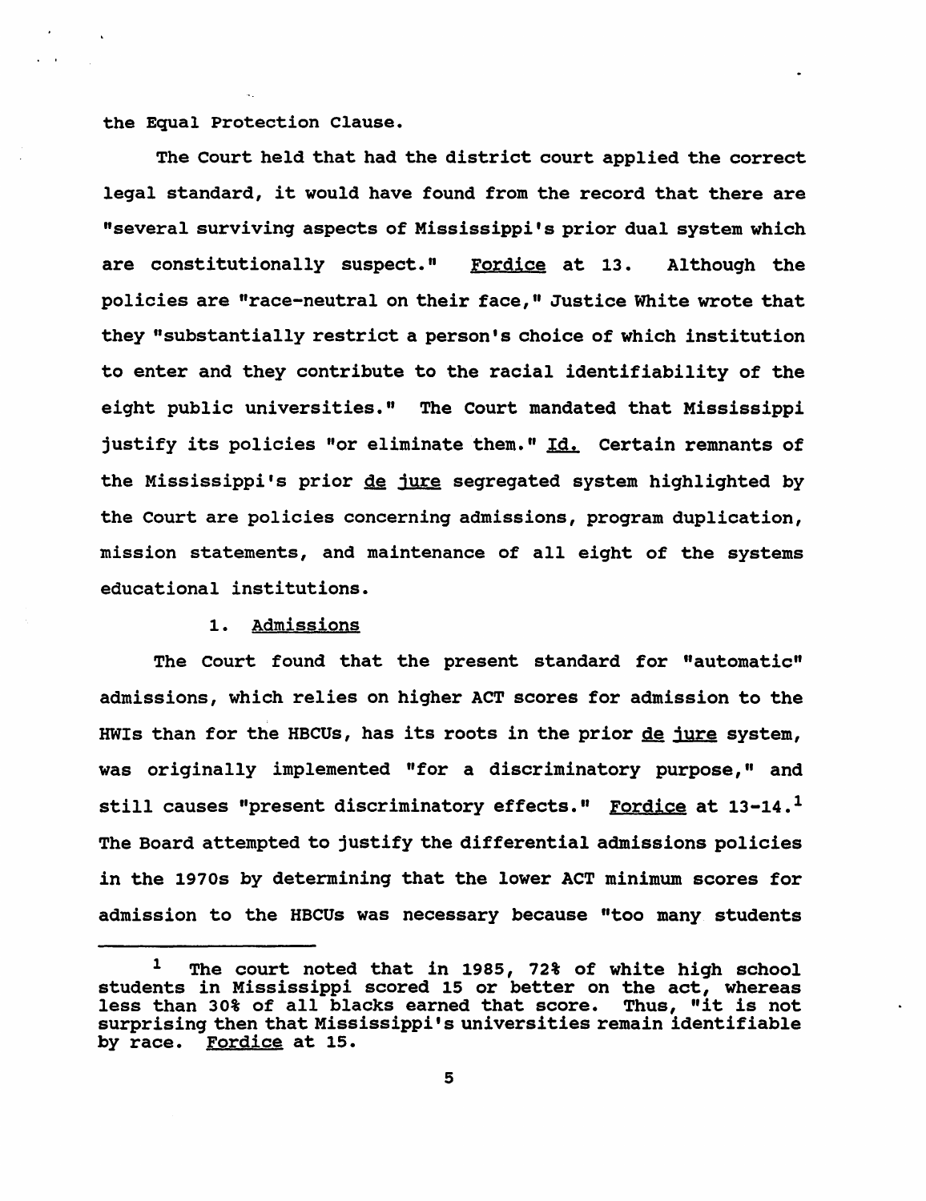the Equal Protection Clause.

The Court held that had the district court applied the correct legal standard, it would have found from the record that there are "several surviving aspects of Mississippi's prior dual system which are constitutionally suspect." Fordice at 13. Although the policies are "race-neutral on their face," Justice White wrote that they "substantially restrict a person's choice of which institution to enter and they contribute to the racial identifiability of the eight public universities." The Court mandated that Mississippi justify its policies "or eliminate them." Id. Certain remnants of the Mississippi's prior *de jure* segregated system highlighted by the Court are policies concerning admissions, program duplication, mission statements, and maintenance of all eight of the systems educational institutions.

1. Admissions

The Court found that the present standard for "automatic" admissions, which relies on higher ACT scores for admission to the HWIs than for the HBCUs, has its roots in the prior *de jure* system, was originally implemented "for a discriminatory purpose," and still causes "present discriminatory effects." Fordice at 13-14.[1] The Board attempted to justify the differential admissions policies in the 1970s by determining that the lower ACT minimum scores for admission to the HBCUs was necessary because "too many students

---

[1] The court noted that in 1985, 72% of white high school students in Mississippi scored 15 or better on the act, whereas less than 30% of all blacks earned that score. Thus, "it is not surprising then that Mississippi's universities remain identifiable by race. Fordice at 15.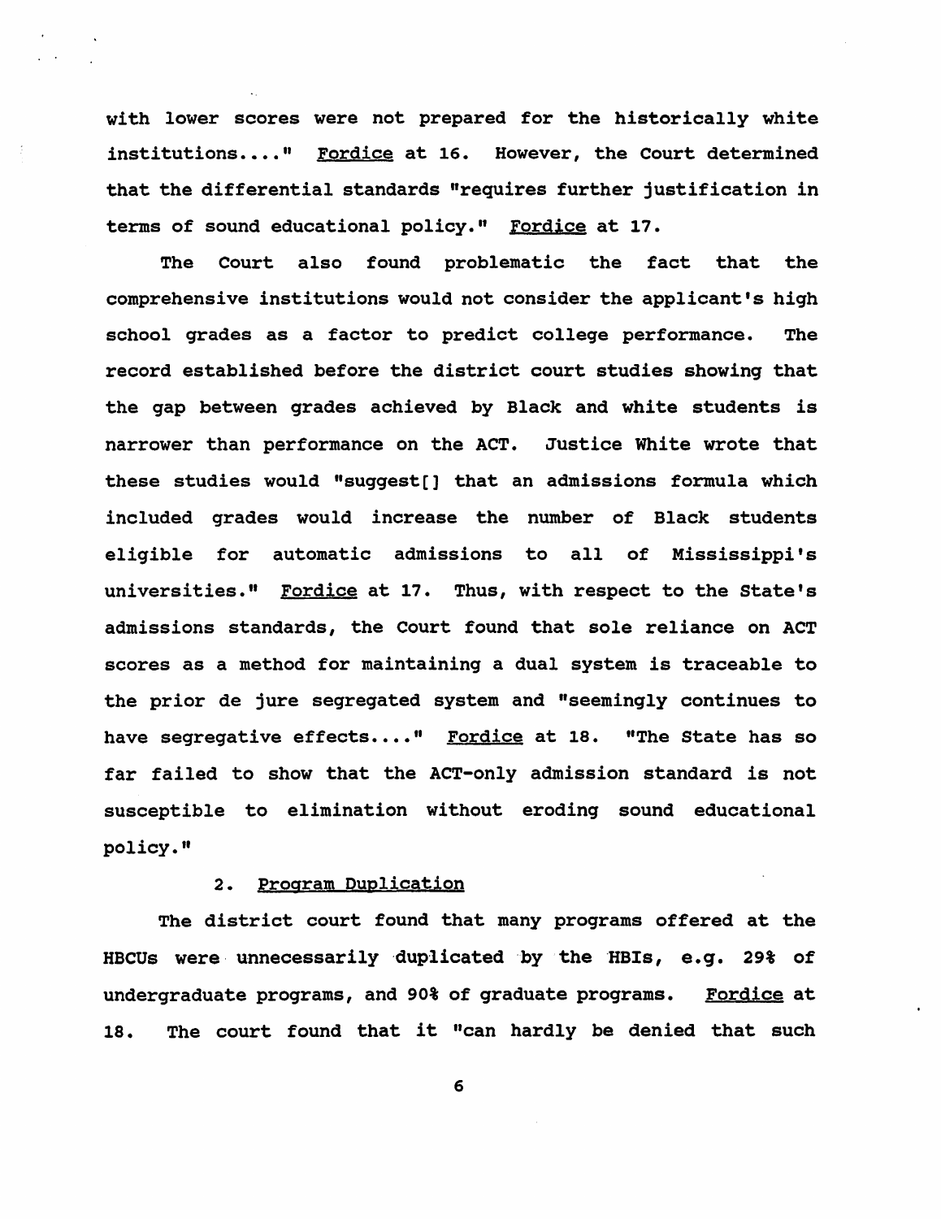with lower scores were not prepared for the historically white institutions...." Fordice at 16. However, the Court determined that the differential standards "requires further justification in terms of sound educational policy." Fordice at 17.

The Court also found problematic the fact that the comprehensive institutions would not consider the applicant's high school grades as a factor to predict college performance. The record established before the district court studies showing that the gap between grades achieved by Black and white students is narrower than performance on the ACT. Justice White wrote that these studies would "suggest[] that an admissions formula which included grades would increase the number of Black students eligible for automatic admissions to all of Mississippi's universities." Fordice at 17. Thus, with respect to the State's admissions standards, the Court found that sole reliance on ACT scores as a method for maintaining a dual system is traceable to the prior de jure segregated system and "seemingly continues to have segregative effects...." Fordice at 18. "The State has so far failed to show that the ACT-only admission standard is not susceptible to elimination without eroding sound educational policy."

### 2. Program Duplication

The district court found that many programs offered at the HBCUs were unnecessarily duplicated by the HBIs, e.g. 29% of undergraduate programs, and 90% of graduate programs. Fordice at 18. The court found that it "can hardly be denied that such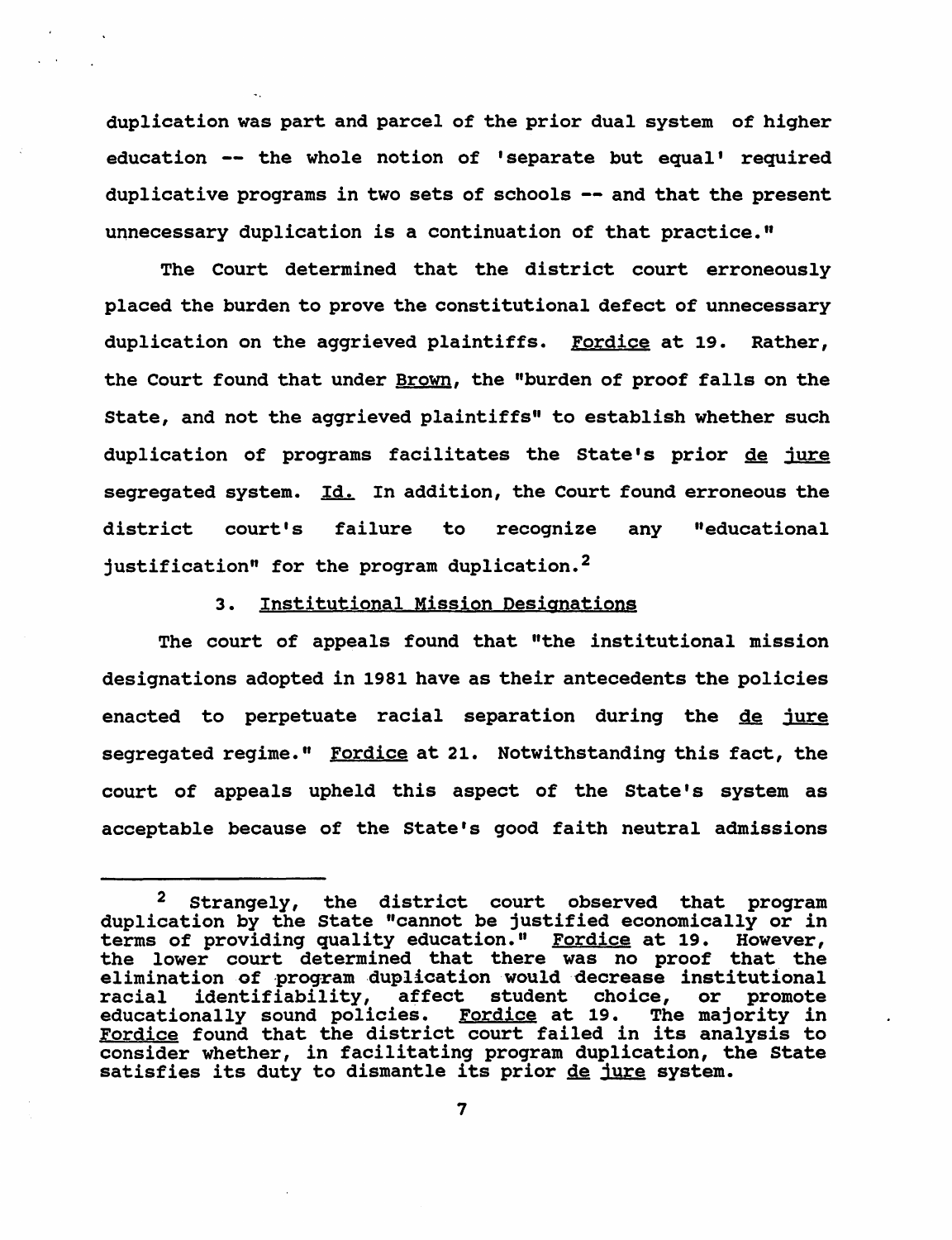duplication was part and parcel of the prior dual system of higher education -- the whole notion of 'separate but equal' required duplicative programs in two sets of schools -- and that the present unnecessary duplication is a continuation of that practice."

The Court determined that the district court erroneously placed the burden to prove the constitutional defect of unnecessary duplication on the aggrieved plaintiffs. Fordice at 19. Rather, the Court found that under Brown, the "burden of proof falls on the State, and not the aggrieved plaintiffs" to establish whether such duplication of programs facilitates the State's prior *de jure* segregated system. *Id.* In addition, the Court found erroneous the district court's failure to recognize any "educational justification" for the program duplication.[2]

### 3. Institutional Mission Designations

The court of appeals found that "the institutional mission designations adopted in 1981 have as their antecedents the policies enacted to perpetuate racial separation during the *de jure* segregated regime." Fordice at 21. Notwithstanding this fact, the court of appeals upheld this aspect of the State's system as acceptable because of the State's good faith neutral admissions

---

[2] Strangely, the district court observed that program duplication by the State "cannot be justified economically or in terms of providing quality education." Fordice at 19. However, the lower court determined that there was no proof that the elimination of program duplication would decrease institutional racial identifiability, affect student choice, or promote educationally sound policies. Fordice at 19. The majority in Fordice found that the district court failed in its analysis to consider whether, in facilitating program duplication, the State satisfies its duty to dismantle its prior *de jure* system.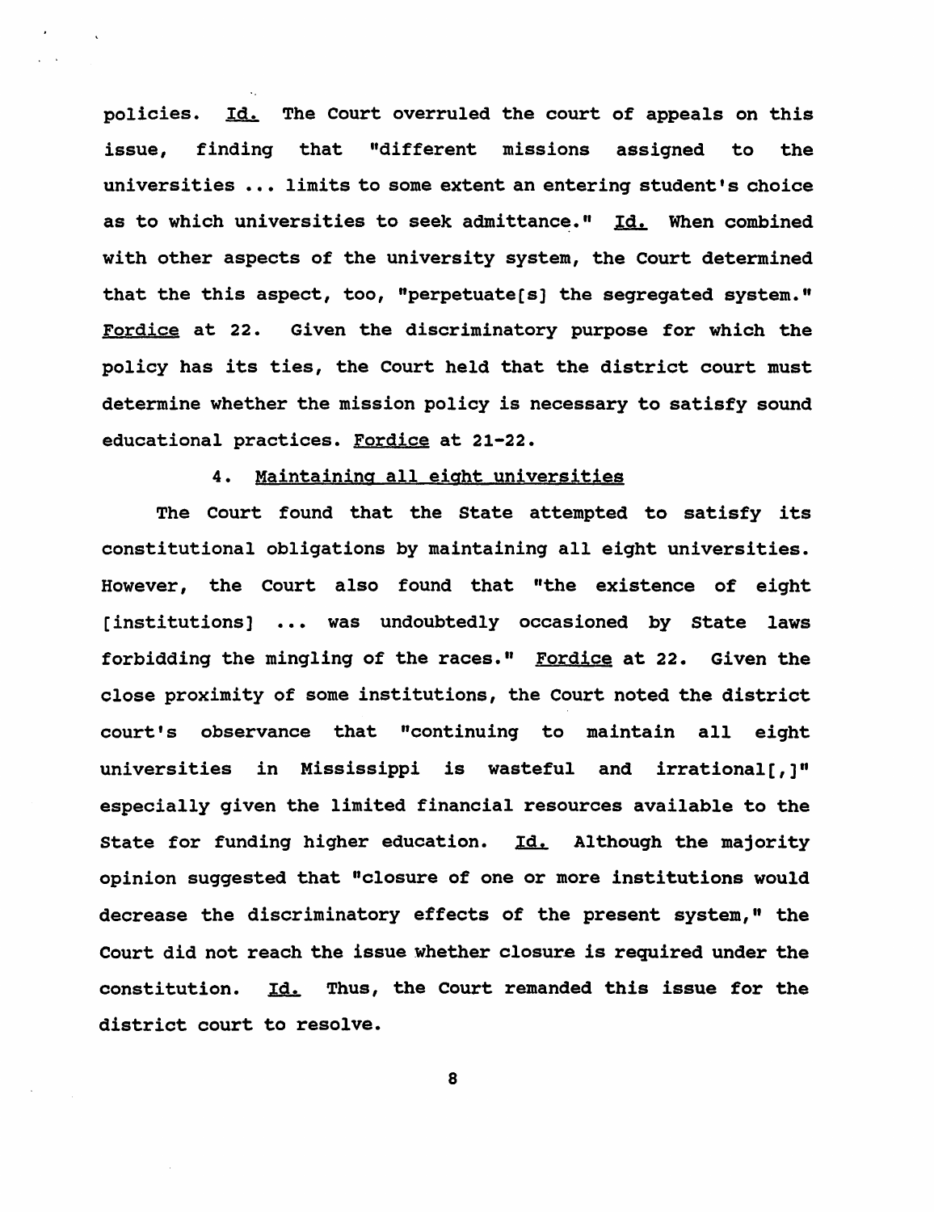policies. Id. The Court overruled the court of appeals on this issue, finding that "different missions assigned to the universities ... limits to some extent an entering student's choice as to which universities to seek admittance." Id. When combined with other aspects of the university system, the Court determined that the this aspect, too, "perpetuate[s] the segregated system." Fordice at 22. Given the discriminatory purpose for which the policy has its ties, the Court held that the district court must determine whether the mission policy is necessary to satisfy sound educational practices. Fordice at 21-22.

4. Maintaining all eight universities

The Court found that the State attempted to satisfy its constitutional obligations by maintaining all eight universities. However, the Court also found that "the existence of eight [institutions] ... was undoubtedly occasioned by State laws forbidding the mingling of the races." Fordice at 22. Given the close proximity of some institutions, the Court noted the district court's observance that "continuing to maintain all eight universities in Mississippi is wasteful and irrational[,]" especially given the limited financial resources available to the State for funding higher education. Id. Although the majority opinion suggested that "closure of one or more institutions would decrease the discriminatory effects of the present system," the Court did not reach the issue whether closure is required under the constitution. Id. Thus, the Court remanded this issue for the district court to resolve.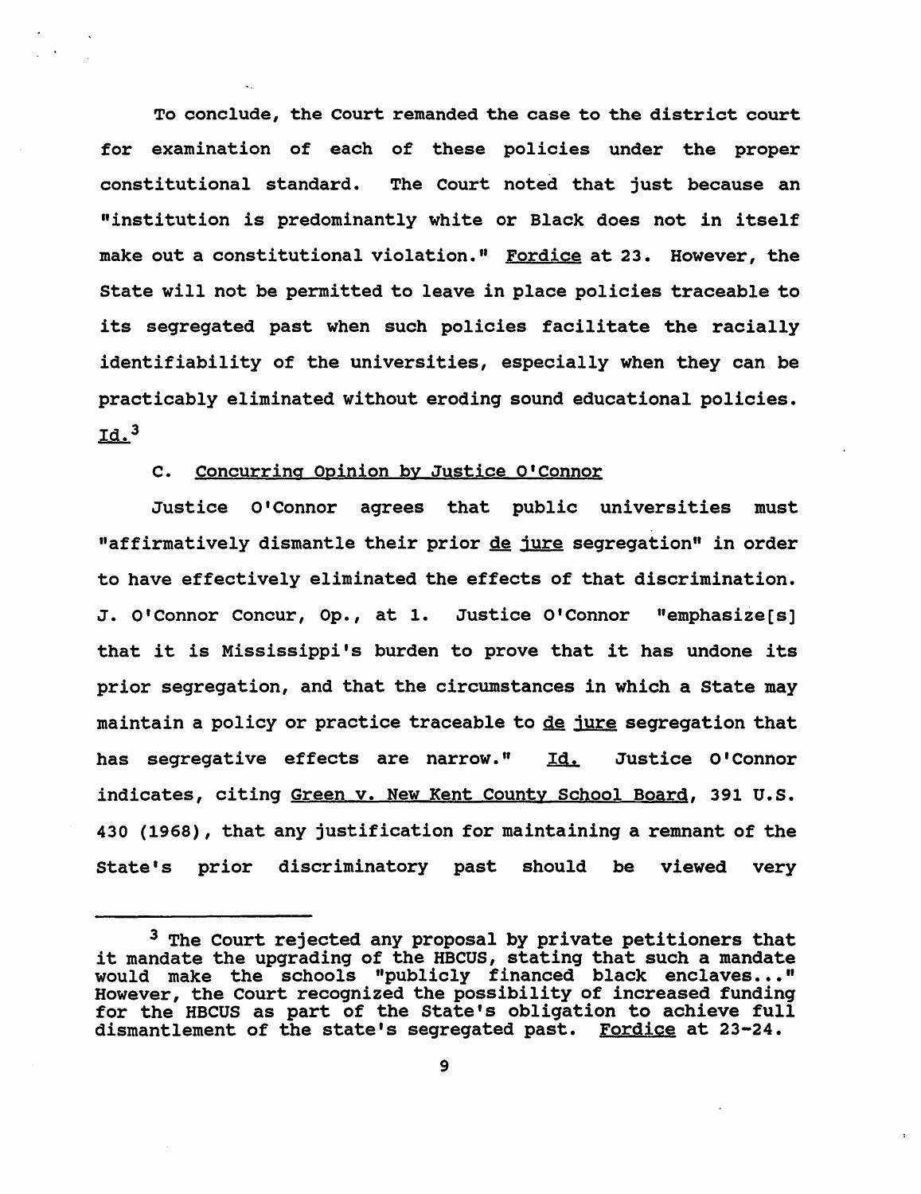To conclude, the Court remanded the case to the district court for examination of each of these policies under the proper constitutional standard. The Court noted that just because an "institution is predominantly white or Black does not in itself make out a constitutional violation." Fordice at 23. However, the State will not be permitted to leave in place policies traceable to its segregated past when such policies facilitate the racially identifiability of the universities, especially when they can be practicably eliminated without eroding sound educational policies. Id.[3]

C. Concurring Opinion by Justice O'Connor

Justice O'Connor agrees that public universities must "affirmatively dismantle their prior *de jure* segregation" in order to have effectively eliminated the effects of that discrimination. J. O'Connor Concur, Op., at 1. Justice O'Connor "emphasize[s] that it is Mississippi's burden to prove that it has undone its prior segregation, and that the circumstances in which a State may maintain a policy or practice traceable to *de jure* segregation that has segregative effects are narrow." Id. Justice O'Connor indicates, citing Green v. New Kent County School Board, 391 U.S. 430 (1968), that any justification for maintaining a remnant of the State's prior discriminatory past should be viewed very

[3] The Court rejected any proposal by private petitioners that it mandate the upgrading of the HBCUS, stating that such a mandate would make the schools "publicly financed black enclaves..." However, the Court recognized the possibility of increased funding for the HBCUS as part of the State's obligation to achieve full dismantlement of the state's segregated past. Fordice at 23-24.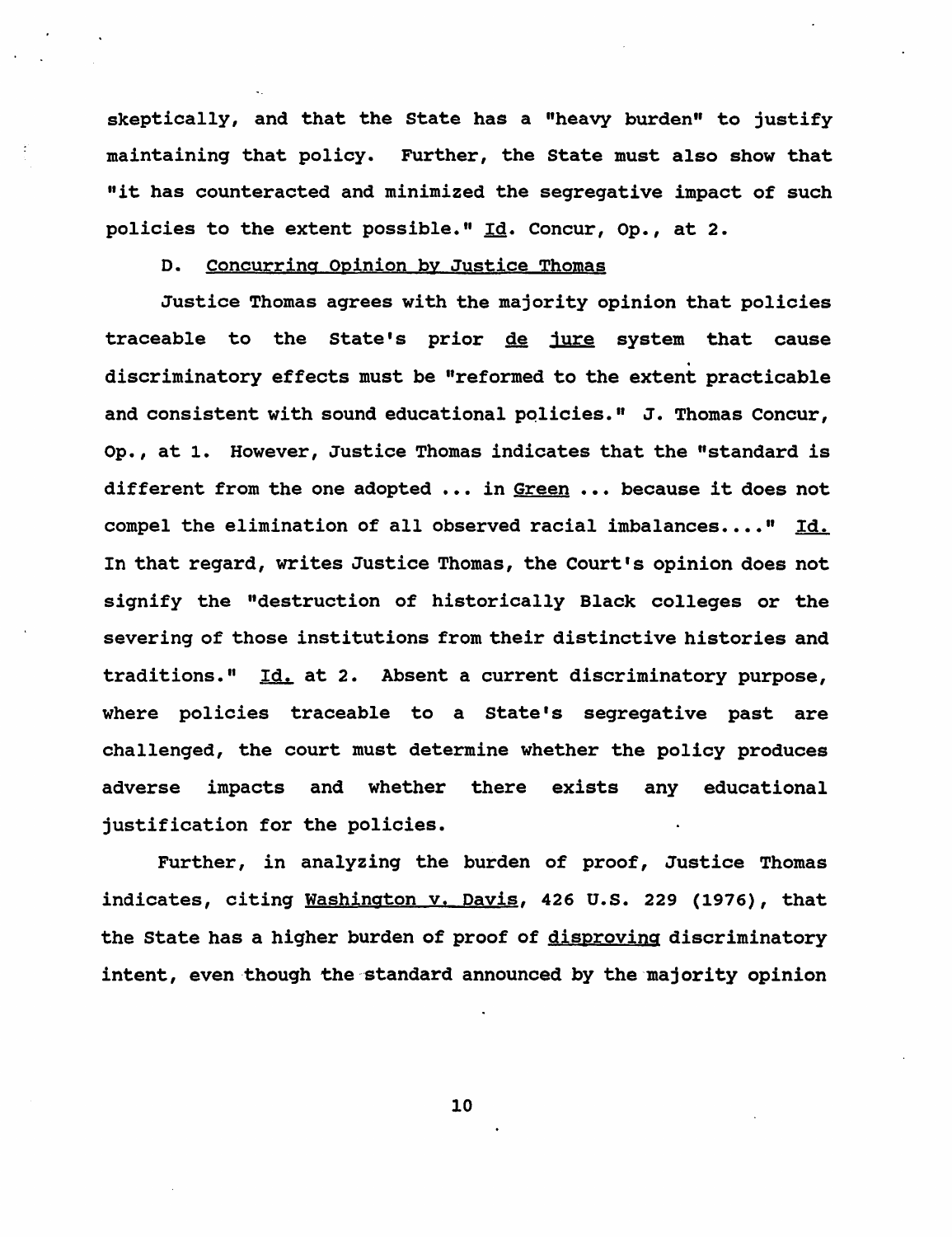skeptically, and that the State has a "heavy burden" to justify maintaining that policy. Further, the State must also show that "it has counteracted and minimized the segregative impact of such policies to the extent possible." Id. Concur, Op., at 2.

D. Concurring Opinion by Justice Thomas

Justice Thomas agrees with the majority opinion that policies traceable to the State's prior *de jure* system that cause discriminatory effects must be "reformed to the extent practicable and consistent with sound educational policies." J. Thomas Concur, Op., at 1. However, Justice Thomas indicates that the "standard is different from the one adopted ... in *Green* ... because it does not compel the elimination of all observed racial imbalances...." *Id.* In that regard, writes Justice Thomas, the Court's opinion does not signify the "destruction of historically Black colleges or the severing of those institutions from their distinctive histories and traditions." *Id.* at 2. Absent a current discriminatory purpose, where policies traceable to a State's segregative past are challenged, the court must determine whether the policy produces adverse impacts and whether there exists any educational justification for the policies.

Further, in analyzing the burden of proof, Justice Thomas indicates, citing *Washington v. Davis*, 426 U.S. 229 (1976), that the State has a higher burden of proof of disproving discriminatory intent, even though the standard announced by the majority opinion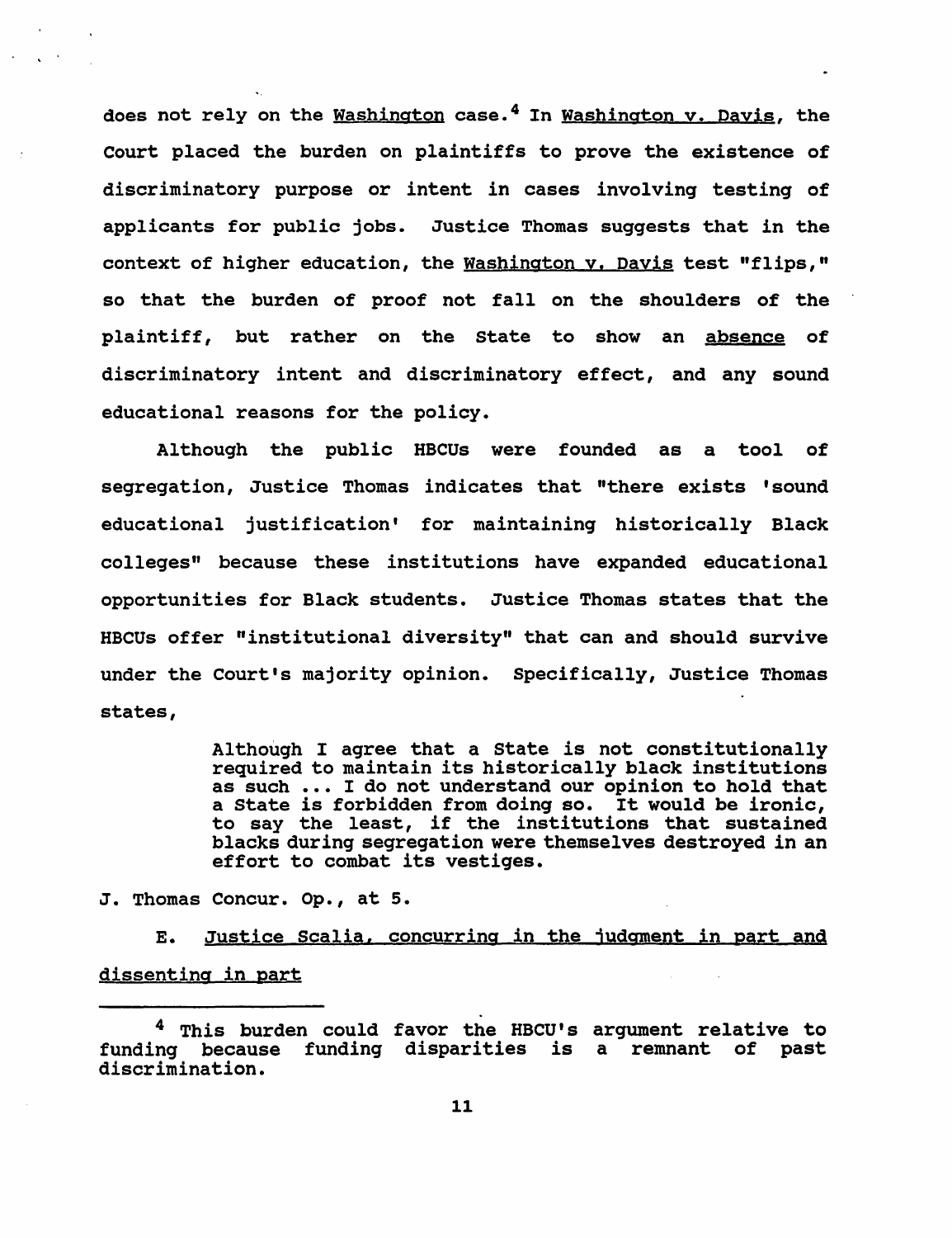does not rely on the Washington case.[4] In Washington v. Davis, the Court placed the burden on plaintiffs to prove the existence of discriminatory purpose or intent in cases involving testing of applicants for public jobs. Justice Thomas suggests that in the context of higher education, the Washington v. Davis test "flips," so that the burden of proof not fall on the shoulders of the plaintiff, but rather on the State to show an absence of discriminatory intent and discriminatory effect, and any sound educational reasons for the policy.

Although the public HBCUs were founded as a tool of segregation, Justice Thomas indicates that "there exists 'sound educational justification' for maintaining historically Black colleges" because these institutions have expanded educational opportunities for Black students. Justice Thomas states that the HBCUs offer "institutional diversity" that can and should survive under the Court's majority opinion. Specifically, Justice Thomas states,

> Although I agree that a State is not constitutionally required to maintain its historically black institutions as such ... I do not understand our opinion to hold that a State is forbidden from doing so. It would be ironic, to say the least, if the institutions that sustained blacks during segregation were themselves destroyed in an effort to combat its vestiges.

J. Thomas Concur. Op., at 5.

E. Justice Scalia, concurring in the judgment in part and dissenting in part

---

[4] This burden could favor the HBCU's argument relative to funding because funding disparities is a remnant of past discrimination.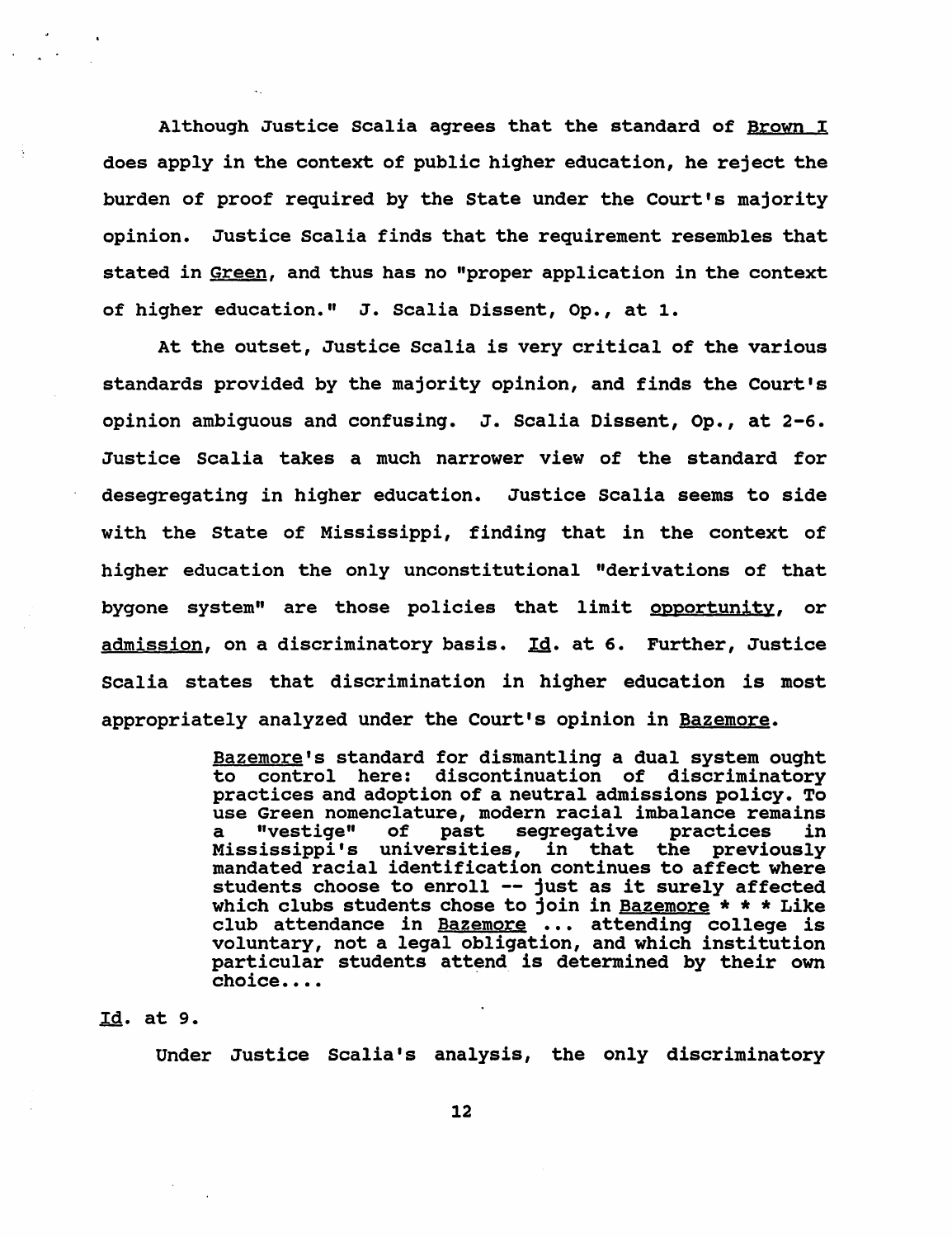Although Justice Scalia agrees that the standard of Brown I does apply in the context of public higher education, he reject the burden of proof required by the State under the Court's majority opinion. Justice Scalia finds that the requirement resembles that stated in Green, and thus has no "proper application in the context of higher education." J. Scalia Dissent, Op., at 1.

At the outset, Justice Scalia is very critical of the various standards provided by the majority opinion, and finds the Court's opinion ambiguous and confusing. J. Scalia Dissent, Op., at 2-6. Justice Scalia takes a much narrower view of the standard for desegregating in higher education. Justice Scalia seems to side with the State of Mississippi, finding that in the context of higher education the only unconstitutional "derivations of that bygone system" are those policies that limit opportunity, or admission, on a discriminatory basis. Id. at 6. Further, Justice Scalia states that discrimination in higher education is most appropriately analyzed under the Court's opinion in Bazemore.

> Bazemore's standard for dismantling a dual system ought to control here: discontinuation of discriminatory practices and adoption of a neutral admissions policy. To use Green nomenclature, modern racial imbalance remains a "vestige" of past segregative practices in Mississippi's universities, in that the previously mandated racial identification continues to affect where students choose to enroll -- just as it surely affected which clubs students chose to join in Bazemore * * * Like club attendance in Bazemore ... attending college is voluntary, not a legal obligation, and which institution particular students attend is determined by their own choice....

Id. at 9.

Under Justice Scalia's analysis, the only discriminatory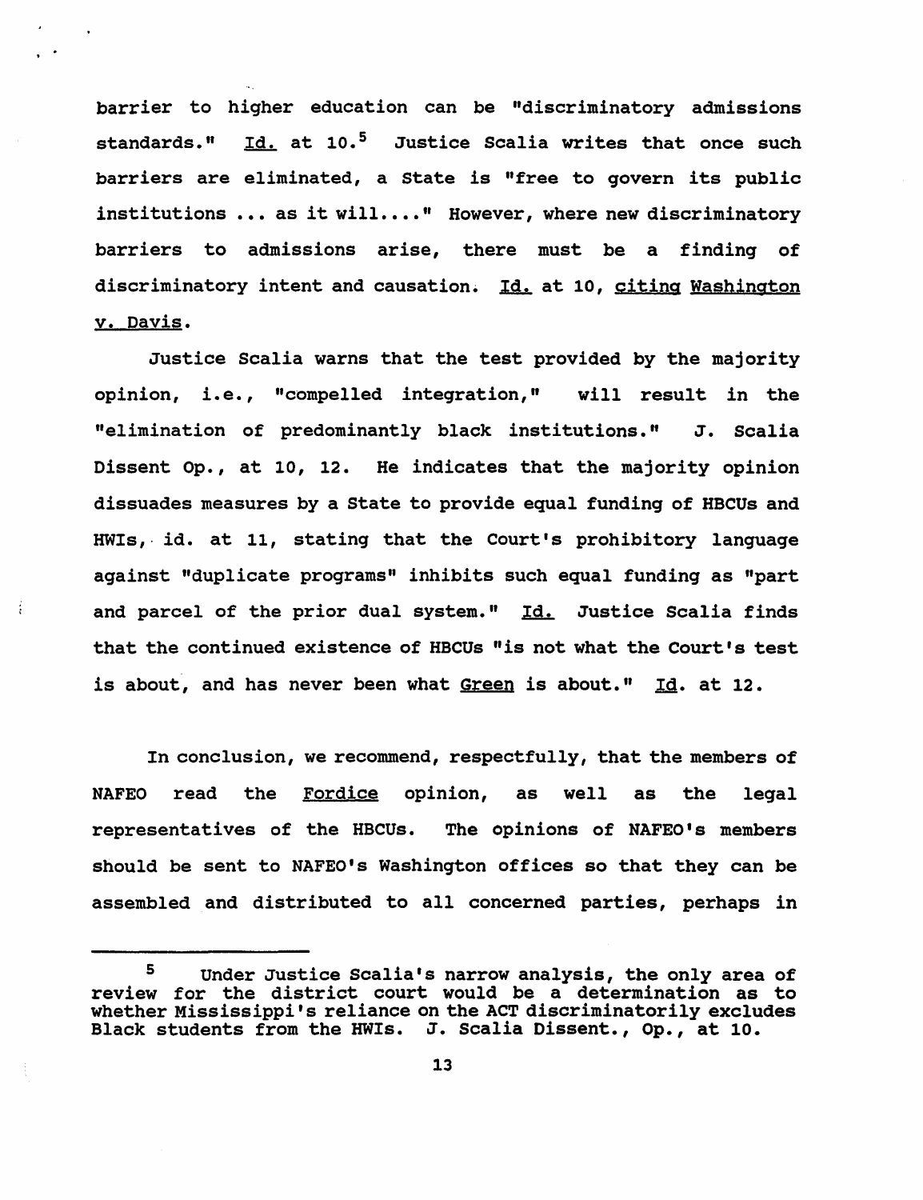barrier to higher education can be "discriminatory admissions standards." Id. at 10.[5] Justice Scalia writes that once such barriers are eliminated, a State is "free to govern its public institutions ... as it will...." However, where new discriminatory barriers to admissions arise, there must be a finding of discriminatory intent and causation. Id. at 10, citing Washington v. Davis.

Justice Scalia warns that the test provided by the majority opinion, i.e., "compelled integration," will result in the "elimination of predominantly black institutions." J. Scalia Dissent Op., at 10, 12. He indicates that the majority opinion dissuades measures by a State to provide equal funding of HBCUs and HWIs, id. at 11, stating that the Court's prohibitory language against "duplicate programs" inhibits such equal funding as "part and parcel of the prior dual system." Id. Justice Scalia finds that the continued existence of HBCUs "is not what the Court's test is about, and has never been what Green is about." Id. at 12.

In conclusion, we recommend, respectfully, that the members of NAFEO read the Fordice opinion, as well as the legal representatives of the HBCUs. The opinions of NAFEO's members should be sent to NAFEO's Washington offices so that they can be assembled and distributed to all concerned parties, perhaps in

---

[5] Under Justice Scalia's narrow analysis, the only area of review for the district court would be a determination as to whether Mississippi's reliance on the ACT discriminatorily excludes Black students from the HWIs. J. Scalia Dissent., Op., at 10.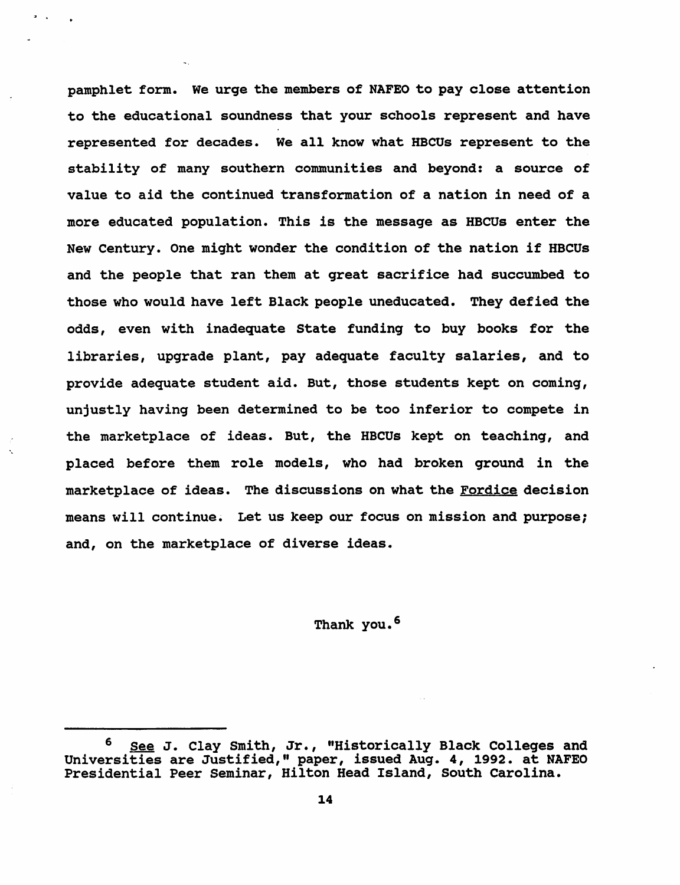pamphlet form. We urge the members of NAFEO to pay close attention to the educational soundness that your schools represent and have represented for decades. We all know what HBCUs represent to the stability of many southern communities and beyond: a source of value to aid the continued transformation of a nation in need of a more educated population. This is the message as HBCUs enter the New Century. One might wonder the condition of the nation if HBCUs and the people that ran them at great sacrifice had succumbed to those who would have left Black people uneducated. They defied the odds, even with inadequate State funding to buy books for the libraries, upgrade plant, pay adequate faculty salaries, and to provide adequate student aid. But, those students kept on coming, unjustly having been determined to be too inferior to compete in the marketplace of ideas. But, the HBCUs kept on teaching, and placed before them role models, who had broken ground in the marketplace of ideas. The discussions on what the Fordice decision means will continue. Let us keep our focus on mission and purpose; and, on the marketplace of diverse ideas.

Thank you.[6]

---

[6] See J. Clay Smith, Jr., "Historically Black Colleges and Universities are Justified," paper, issued Aug. 4, 1992. at NAFEO Presidential Peer Seminar, Hilton Head Island, South Carolina.